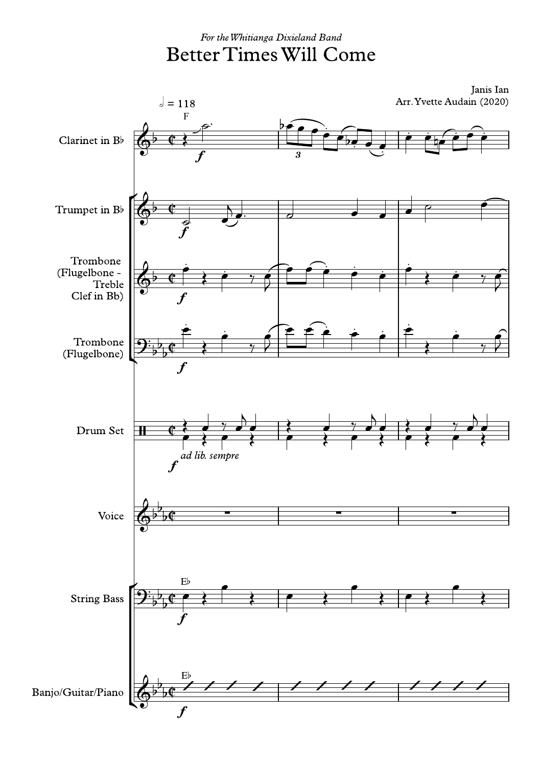*For the Whitianga Dixieland Band*

# Better Times Will Come

Janis Ian

Arr. Yvette Audain (2020)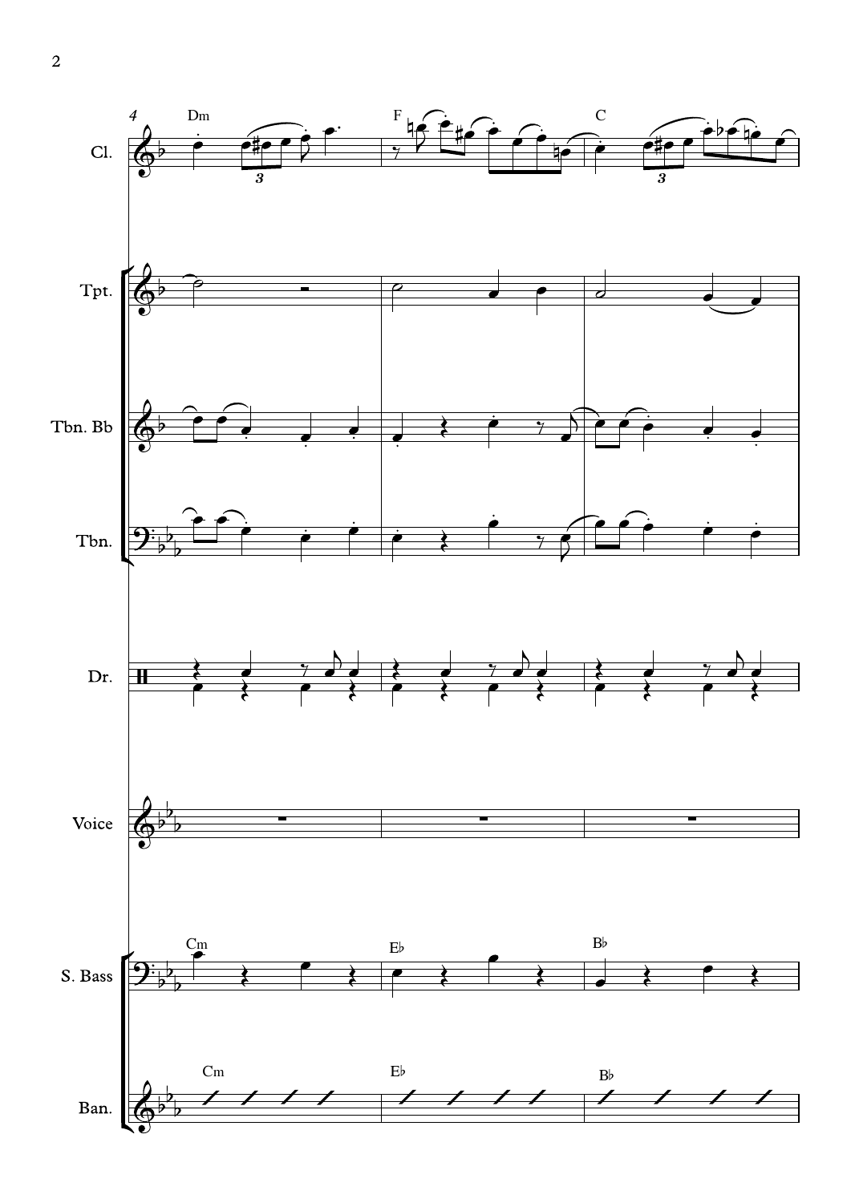4

Dm F C

Cl.

Tpt.

Tbn. Bb

Tbn.

Dr.

Voice

Cm E♭ B♭

S. Bass

Cm E♭ B♭

Ban.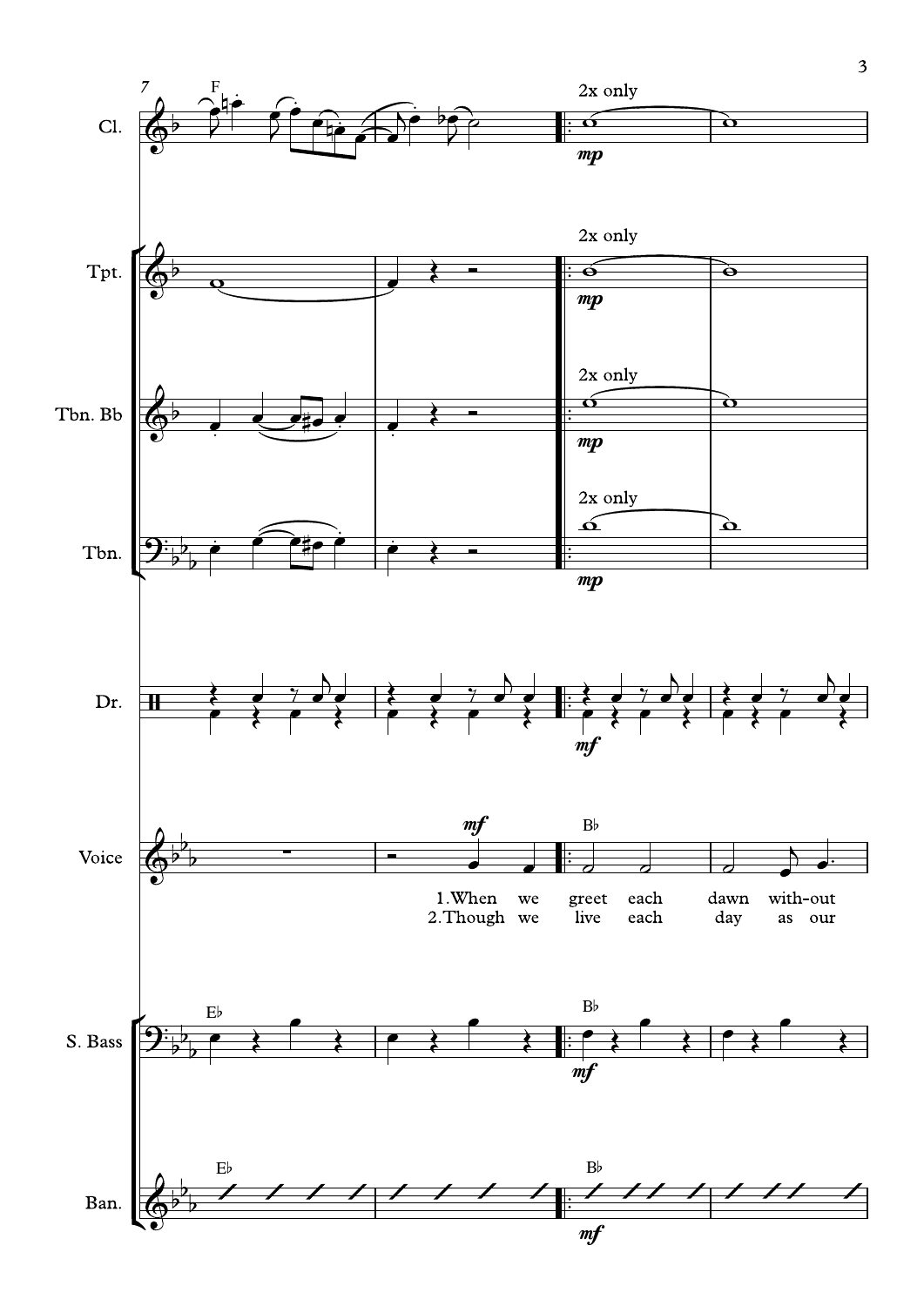7

Cl. — F — 2x only — *mp*

Tpt. — 2x only — *mp*

Tbn. Bb — 2x only — *mp*

Tbn. — 2x only — *mp*

Dr. — *mf*

Voice — *mf* — B♭

1.When we greet each dawn with-out

2.Though we live each day as our

S. Bass — E♭ — B♭ — *mf*

Ban. — E♭ — B♭ — *mf*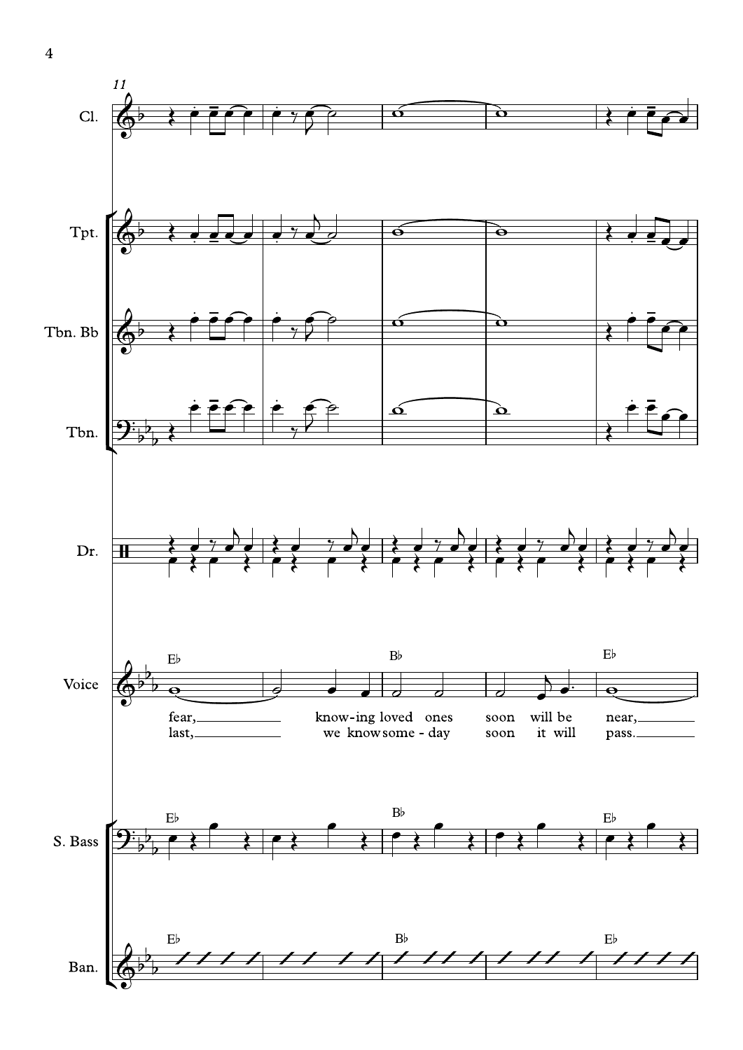fear, knowing loved ones soon will be near,

last, we know someday soon it will pass.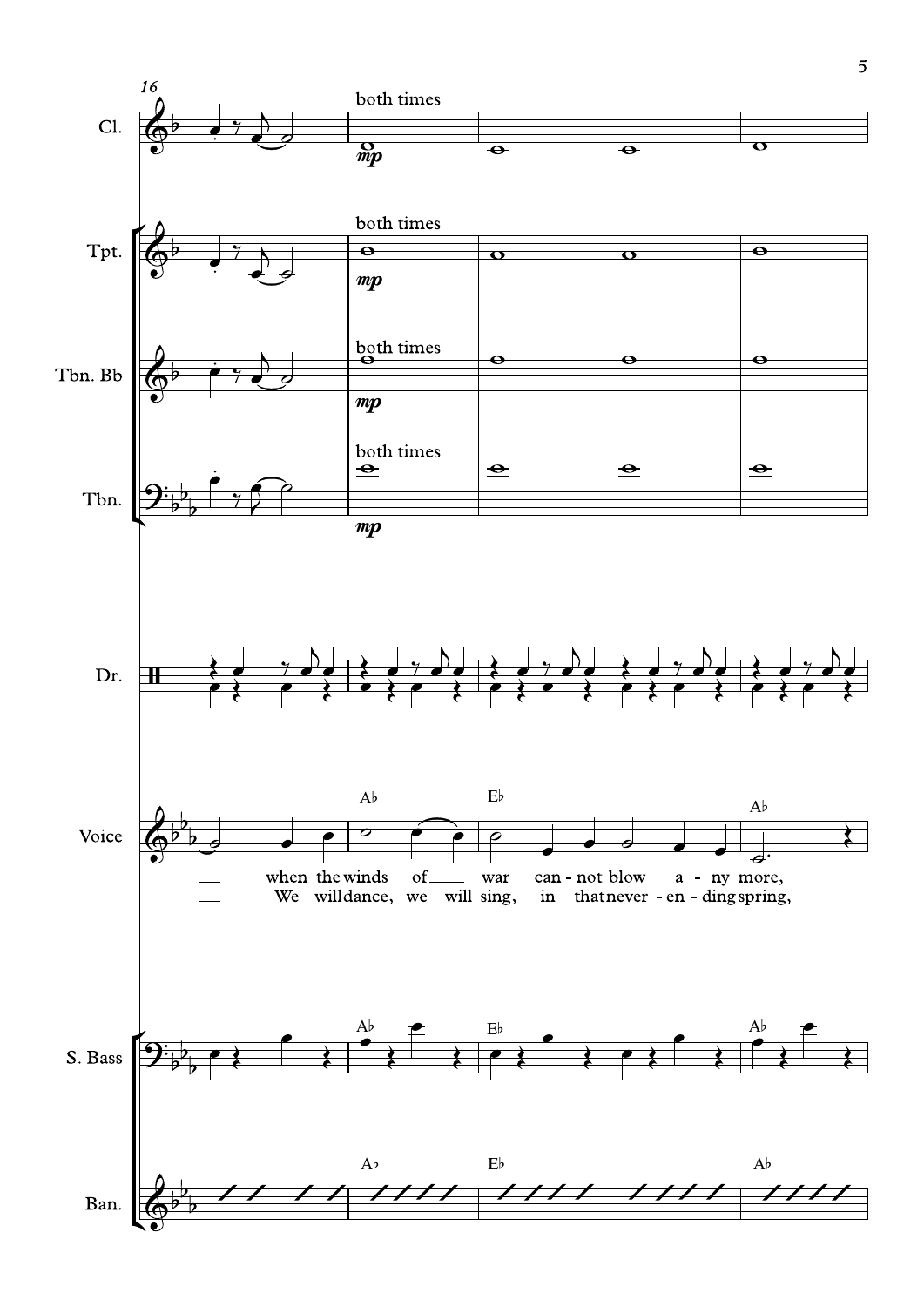16

Cl.

both times

*mp*

Tpt.

both times

*mp*

Tbn. Bb

both times

*mp*

Tbn.

both times

*mp*

Dr.

Voice

A♭ E♭ A♭

— when the winds of — war can - not blow a - ny more,

— We will dance, we will sing, in that never - en - ding spring,

S. Bass

A♭ E♭ A♭

Ban.

A♭ E♭ A♭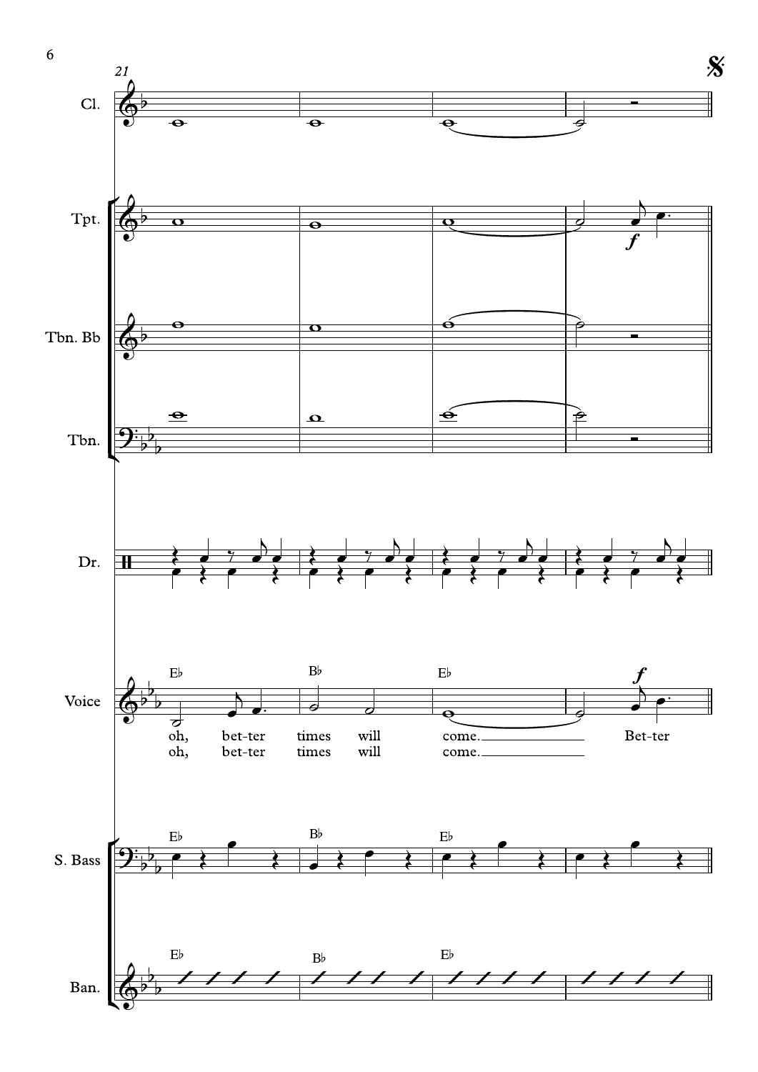21

Cl.

Tpt.

*f*

Tbn. Bb

Tbn.

Dr.

Voice

E♭ B♭ E♭

*f*

oh, bet-ter times will come. Bet-ter

oh, bet-ter times will come.

S. Bass

E♭ B♭ E♭

Ban.

E♭ B♭ E♭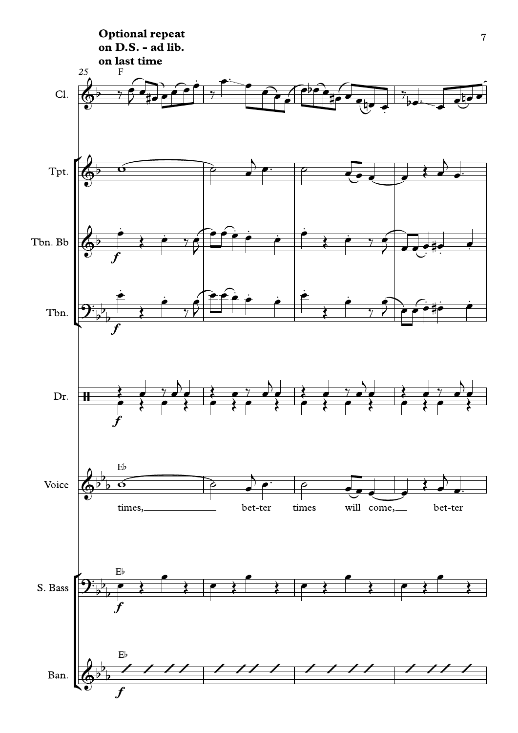**Optional repeat on D.S. - ad lib. on last time**

25

F

Cl.

Tpt.

Tbn. Bb

Tbn.

Dr.

E♭

Voice

times, bet-ter times will come, bet-ter

E♭

S. Bass

E♭

Ban.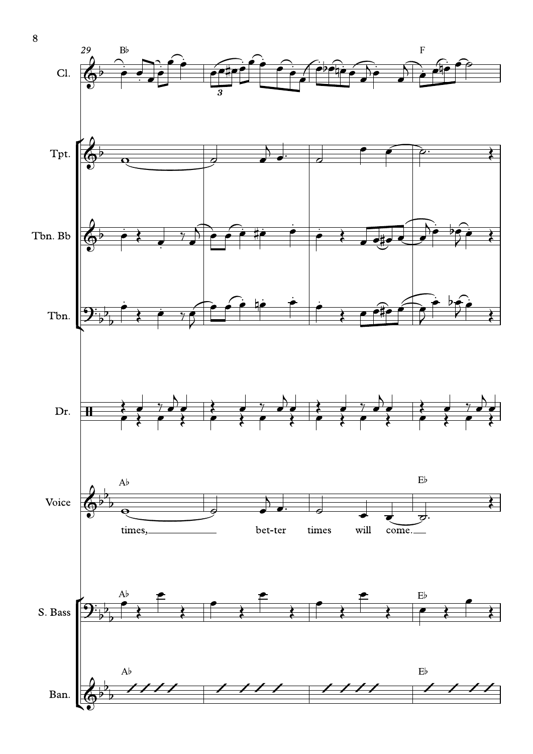29

Cl.

Tpt.

Tbn. Bb

Tbn.

Dr.

Voice

times, bet-ter times will come.

S. Bass

Ban.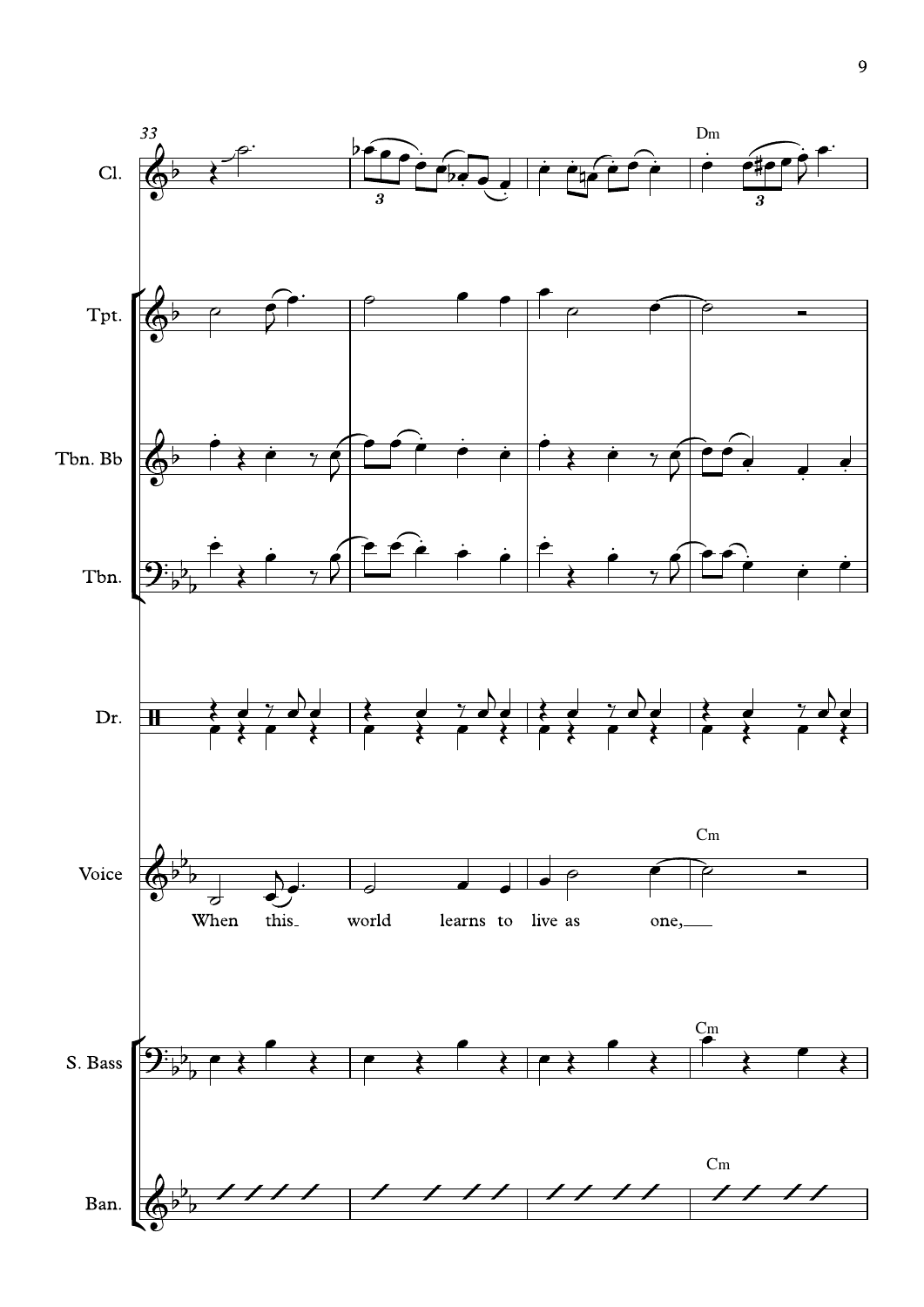33

Cl.

Dm

Tpt.

Tbn. Bb

Tbn.

Dr.

Voice

Cm

When this world learns to live as one,

S. Bass

Cm

Ban.

Cm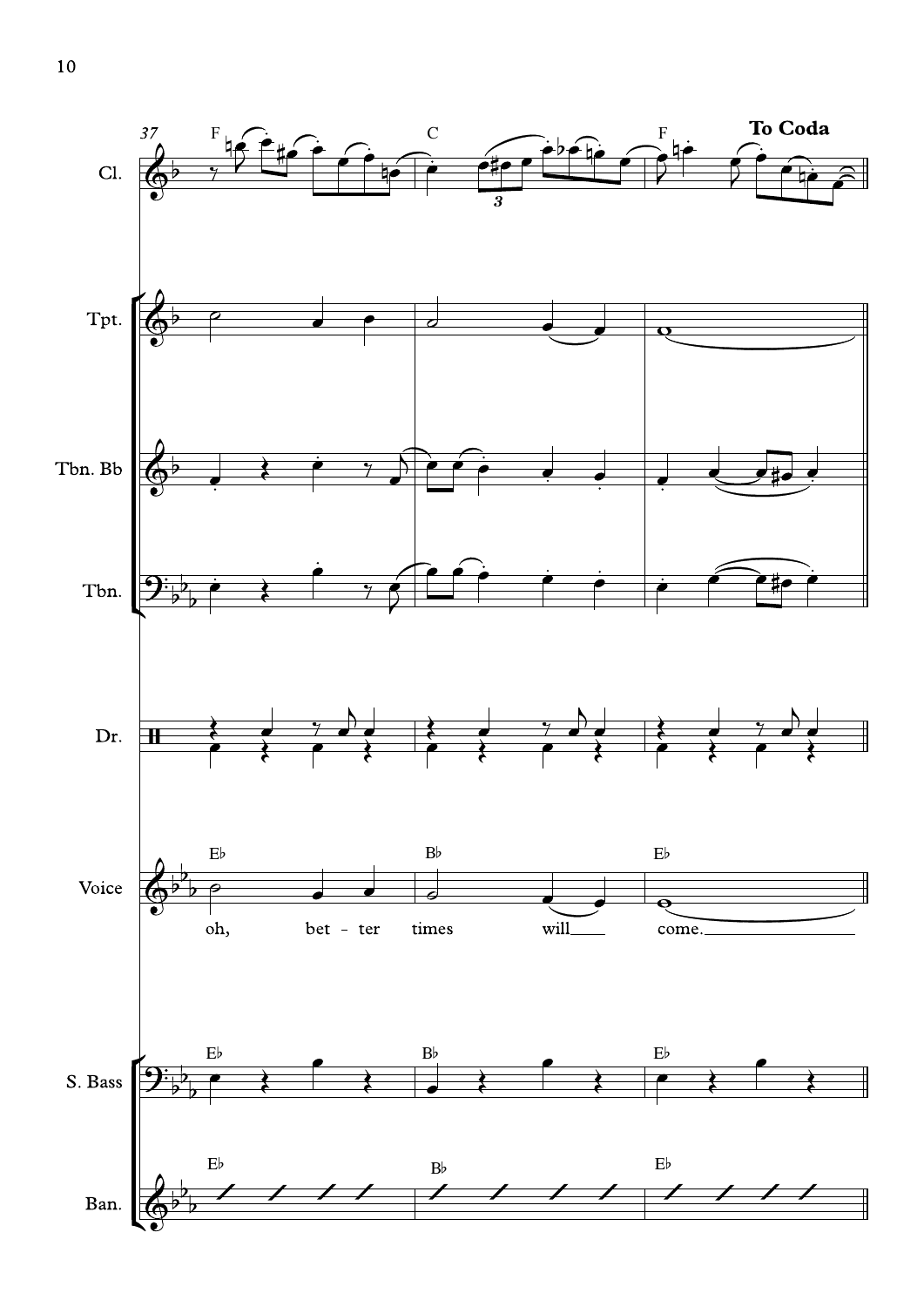**To Coda**

37

Cl. — F | C | F

Tpt.

Tbn. Bb

Tbn.

Dr.

Voice — E♭ | B♭ | E♭

oh, bet - ter times will\_\_\_\_ come.\_\_\_\_\_\_\_\_\_\_\_\_\_\_\_\_

S. Bass — E♭ | B♭ | E♭

Ban. — E♭ | B♭ | E♭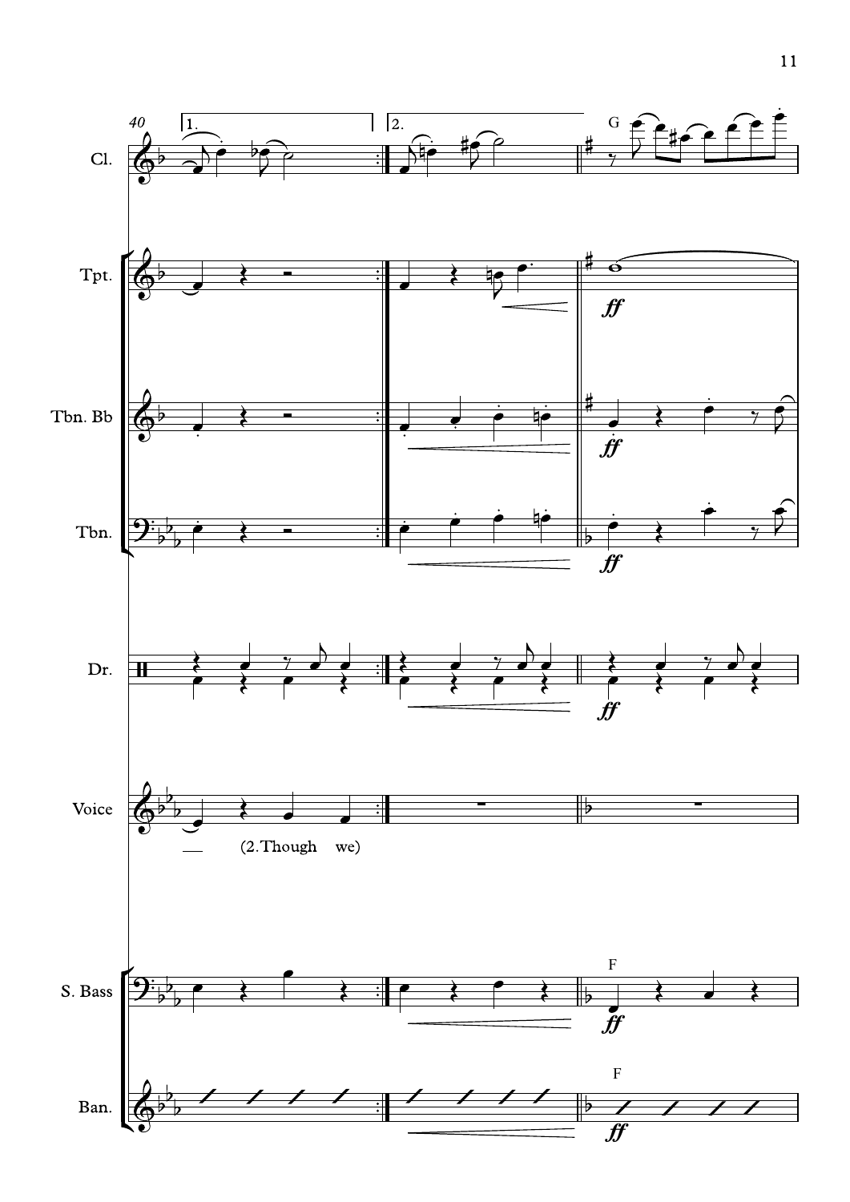40

1. 2.

G

Cl.

Tpt.

*ff*

Tbn. Bb

*ff*

Tbn.

*ff*

Dr.

*ff*

Voice

(2.Though we)

F

S. Bass

*ff*

F

Ban.

*ff*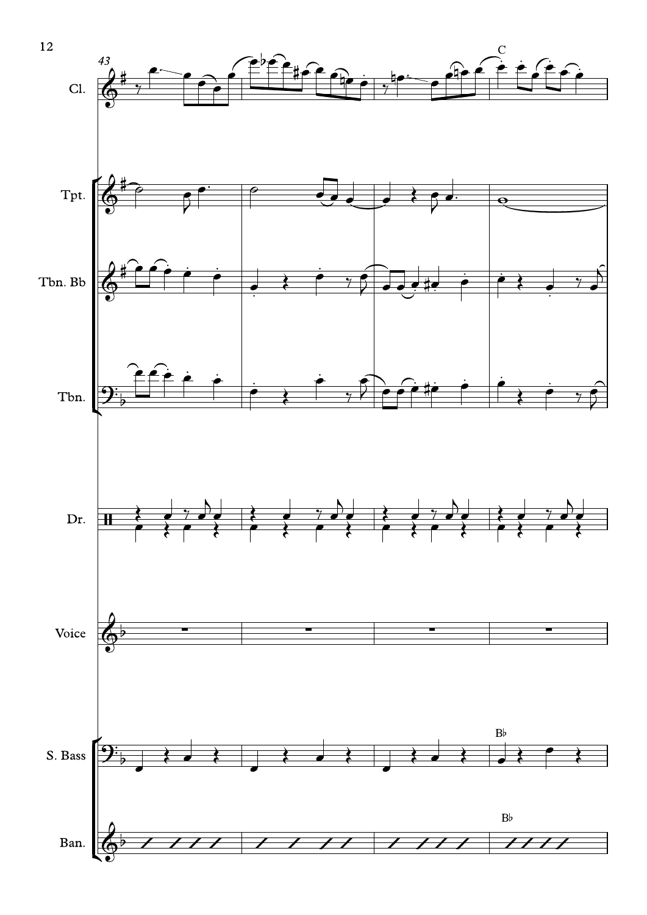43

Cl.

C

Tpt.

Tbn. Bb

Tbn.

Dr.

Voice

S. Bass

B♭

Ban.

B♭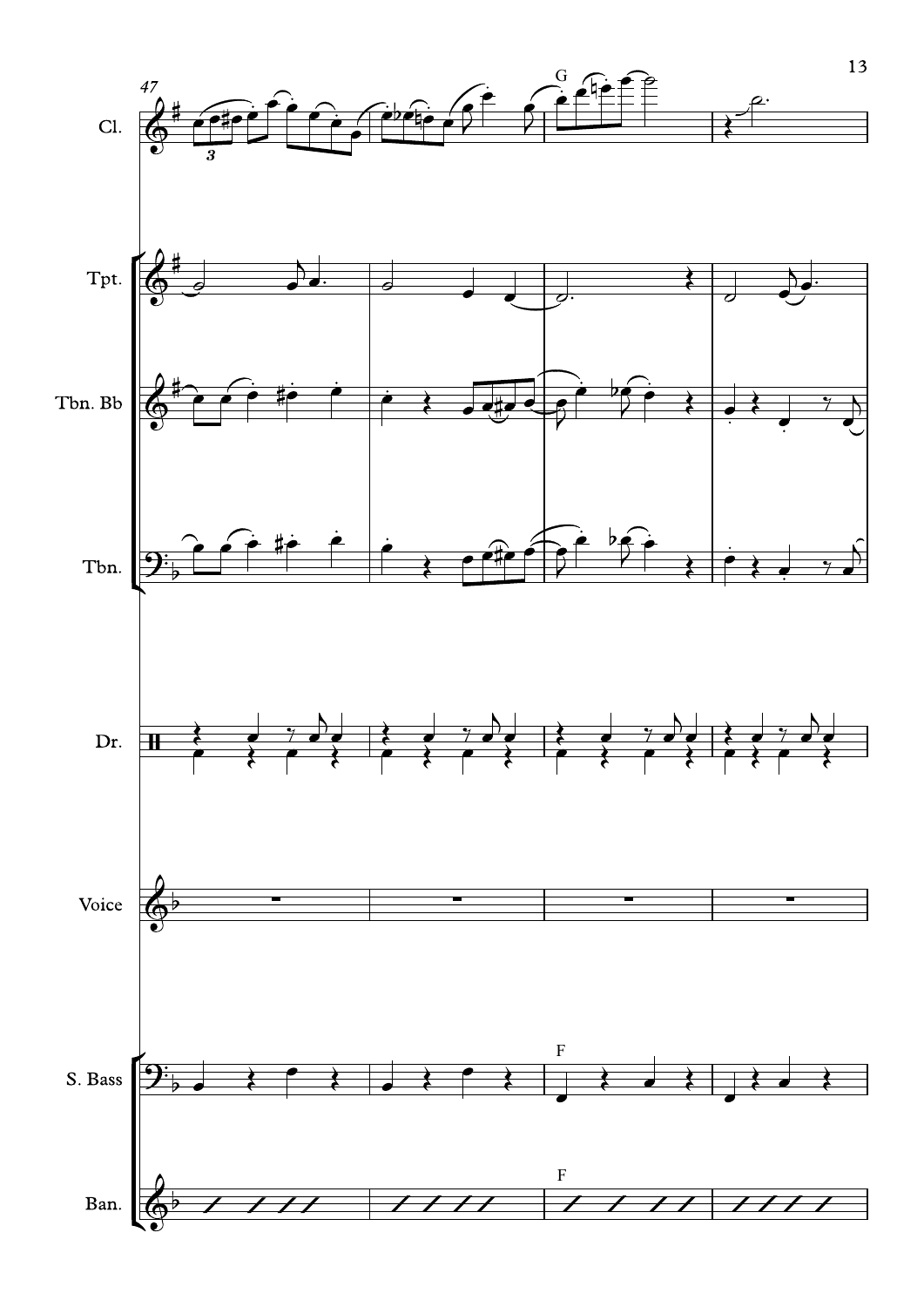47

Cl.

G

Tpt.

Tbn. Bb

Tbn.

Dr.

Voice

S. Bass

F

Ban.

F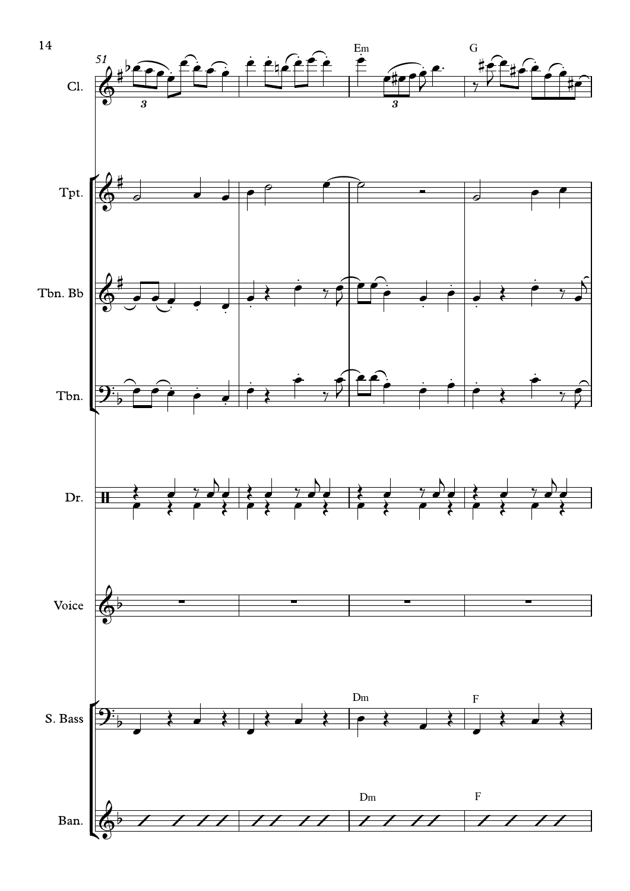51

Cl.

Em G

Tpt.

Tbn. Bb

Tbn.

Dr.

Voice

S. Bass

Dm F

Ban.

Dm F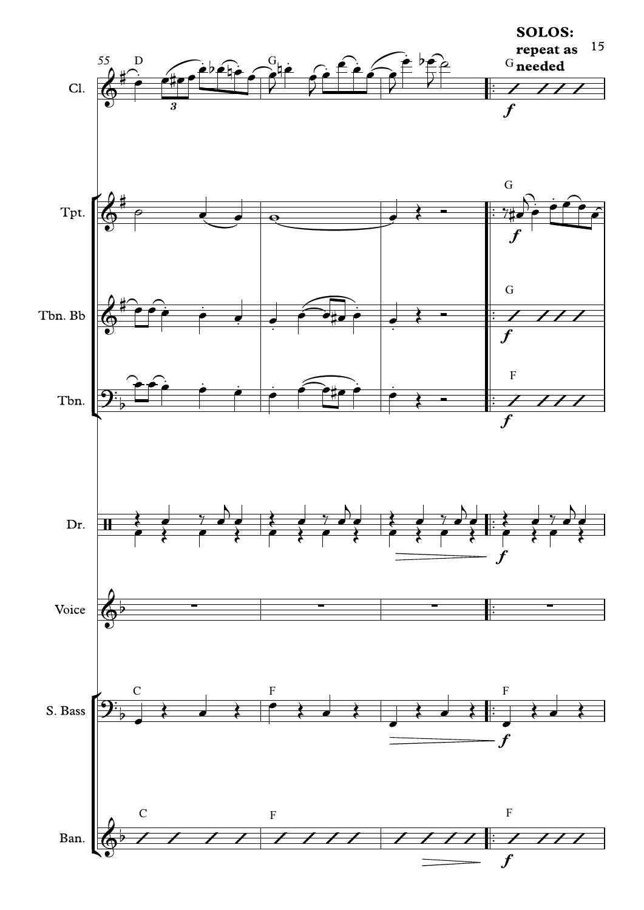**SOLOS: repeat as needed**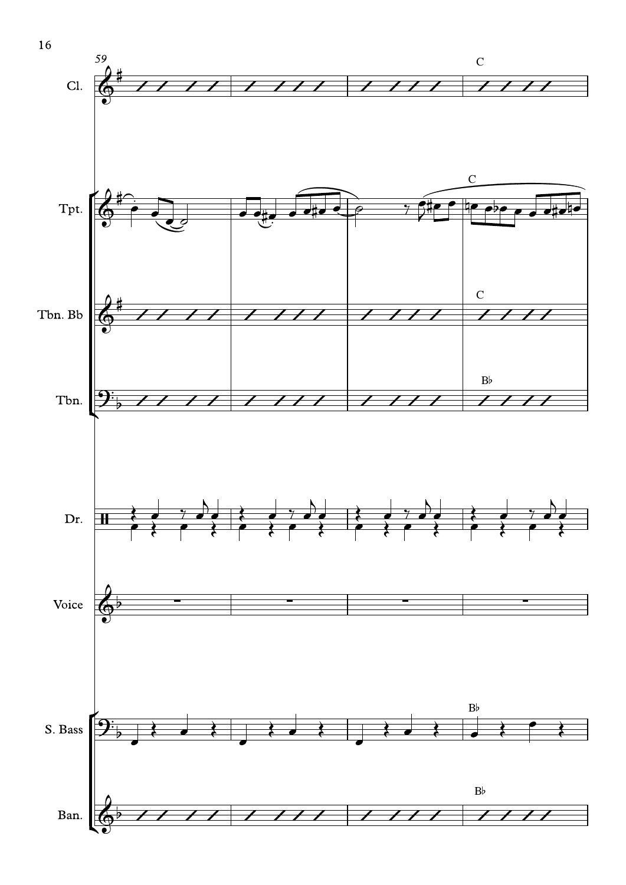59

Cl.

C

Tpt.

C

Tbn. Bb

C

Tbn.

B♭

Dr.

Voice

S. Bass

B♭

Ban.

B♭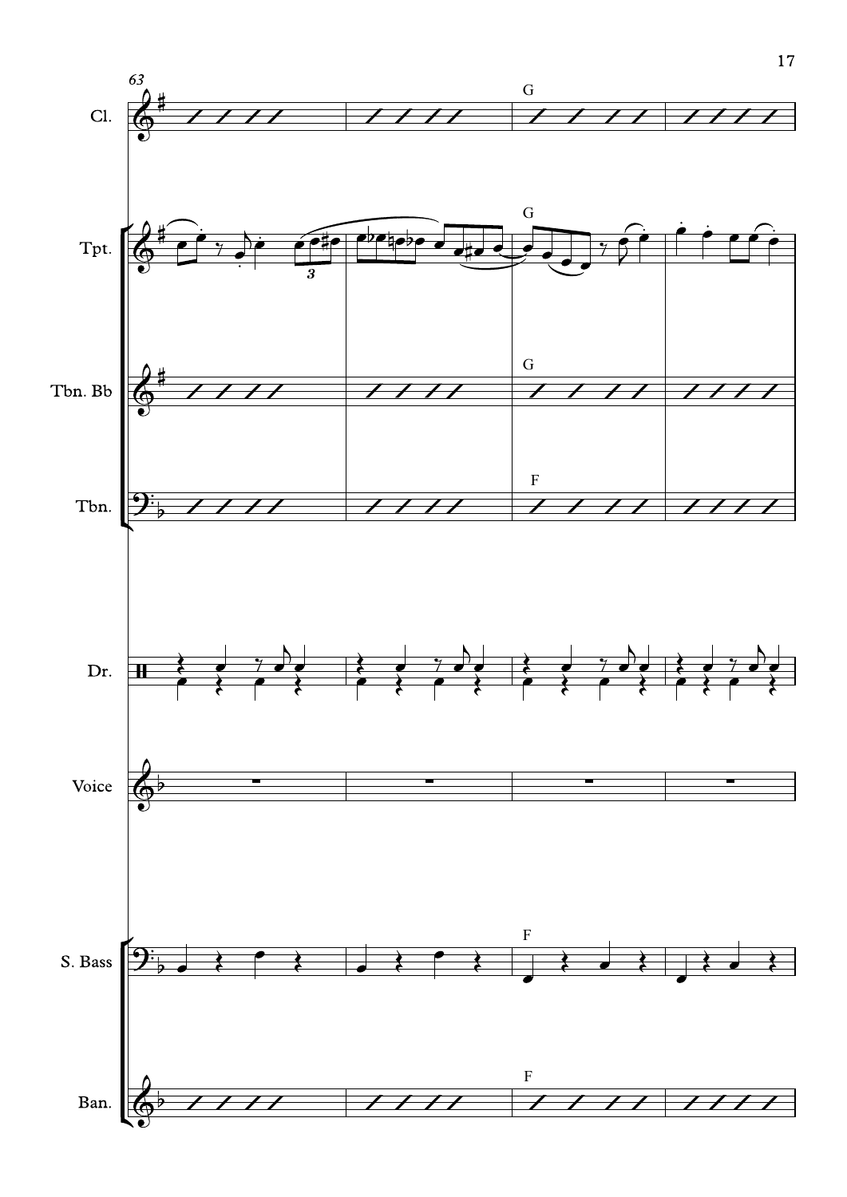63

Cl.

G

Tpt.

G

Tbn. Bb

G

Tbn.

F

Dr.

Voice

S. Bass

F

Ban.

F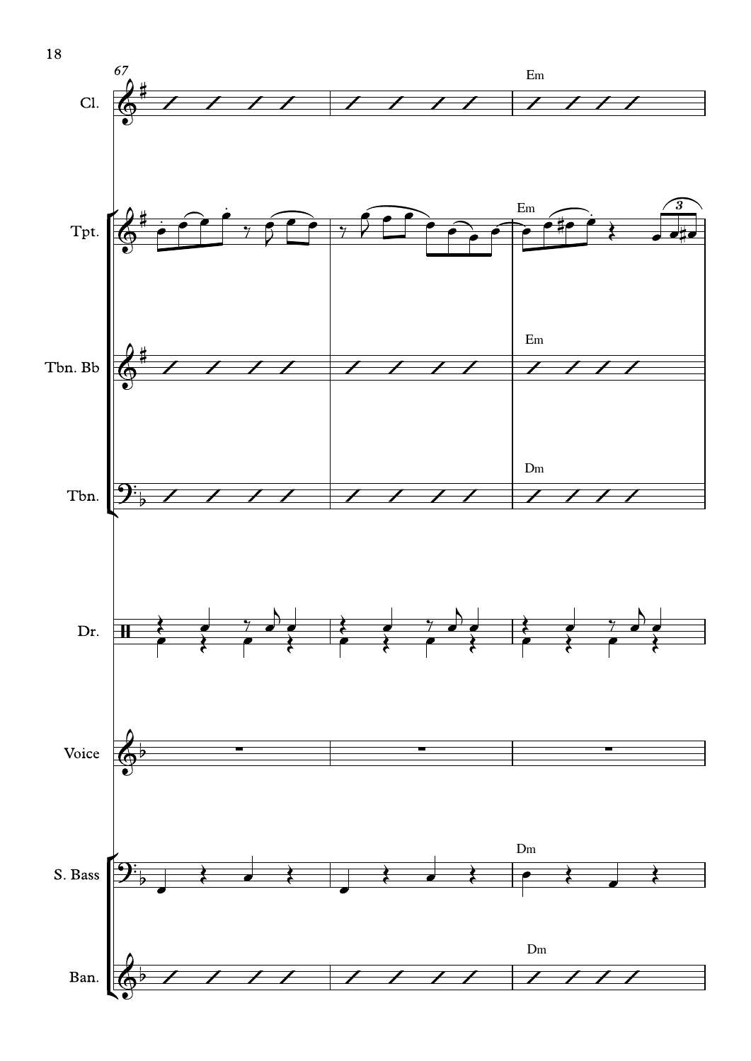67

Cl. — Em

Tpt. — Em

Tbn. Bb — Em

Tbn. — Dm

Dr.

Voice

S. Bass — Dm

Ban. — Dm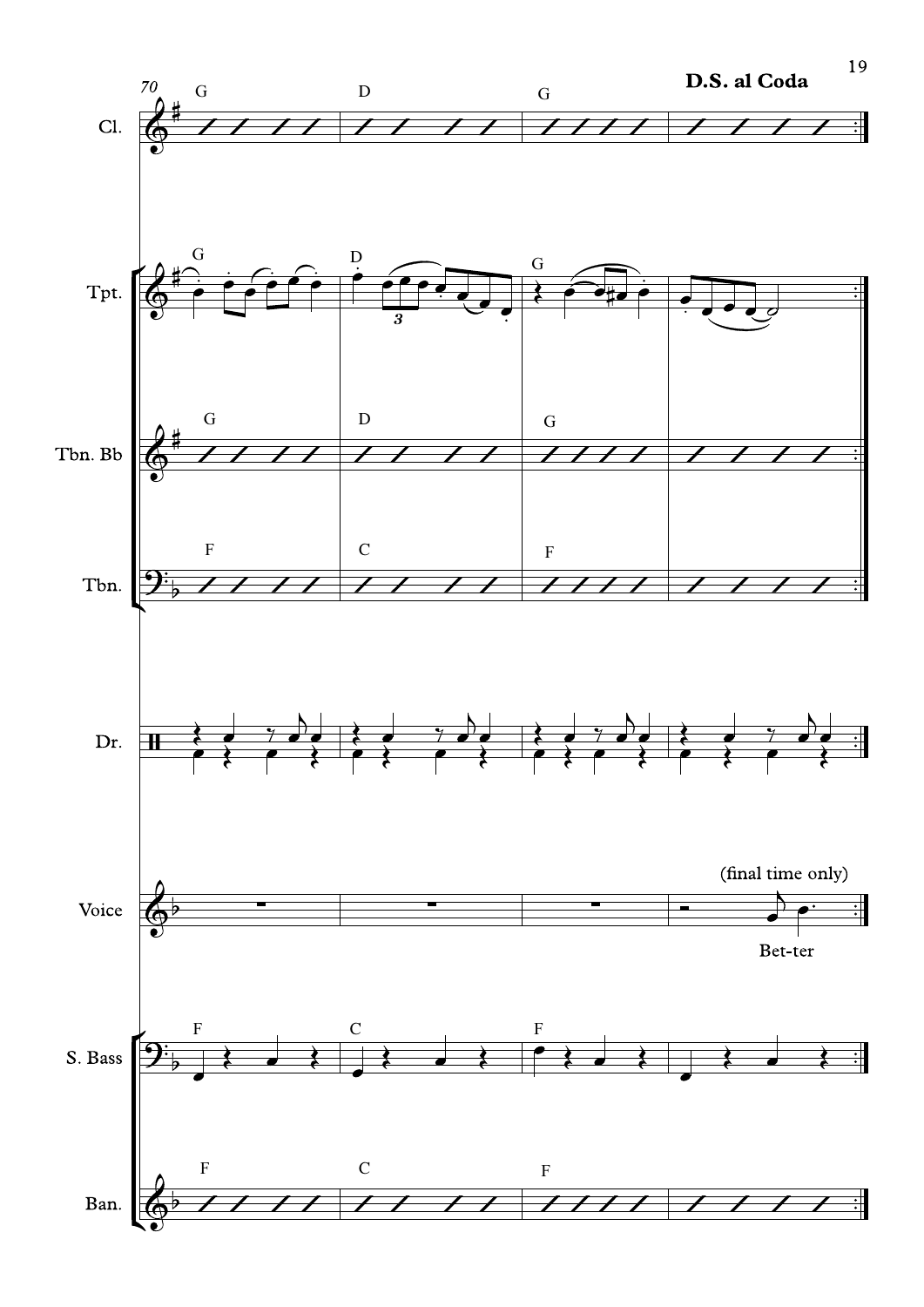**D.S. al Coda**

70

Cl.

Tpt.

Tbn. Bb

Tbn.

Dr.

Voice

(final time only)

Bet-ter

S. Bass

Ban.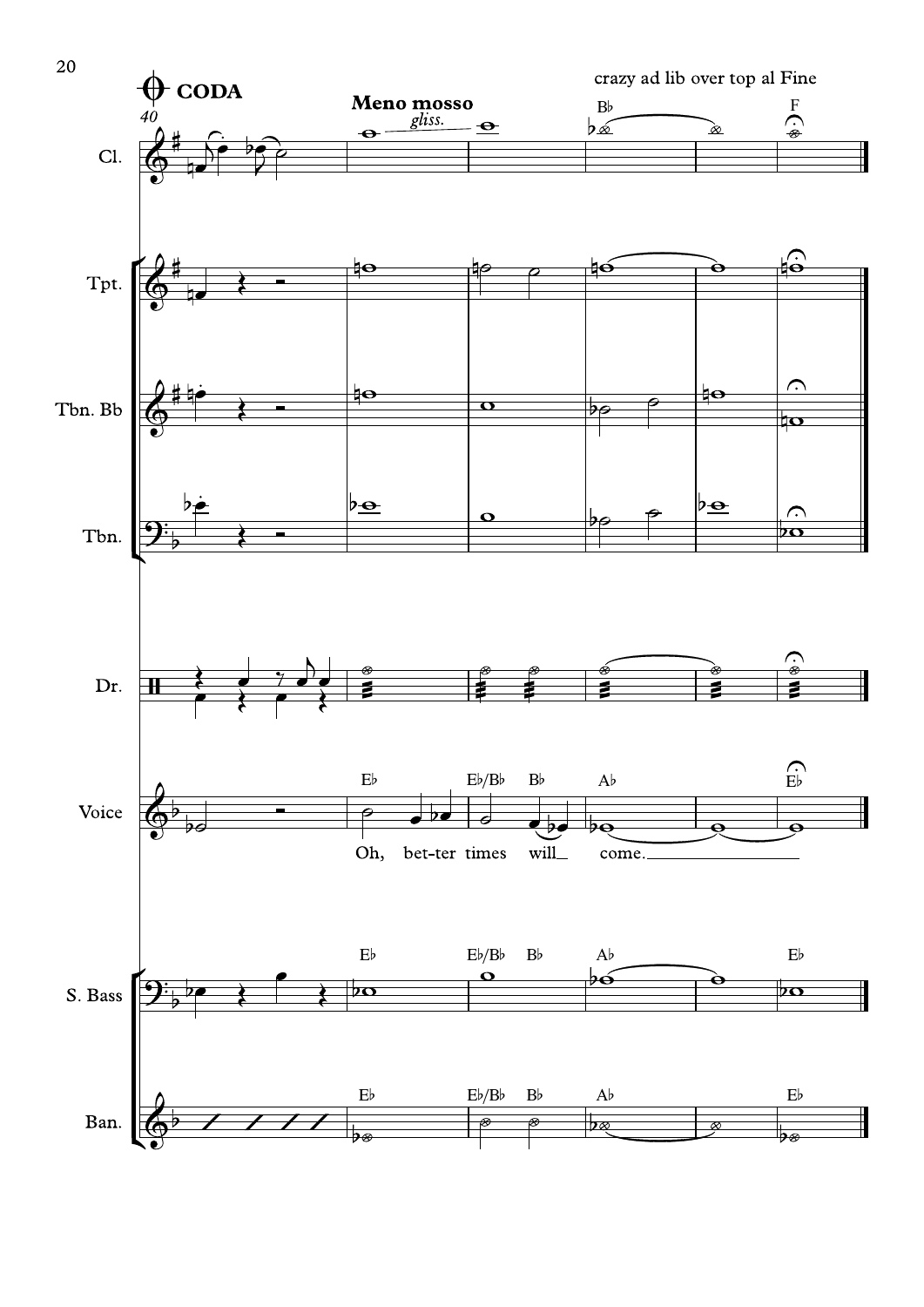CODA

Meno mosso

crazy ad lib over top al Fine

Cl.

Tpt.

Tbn. Bb

Tbn.

Dr.

Voice

Oh, bet-ter times will come.

S. Bass

Ban.